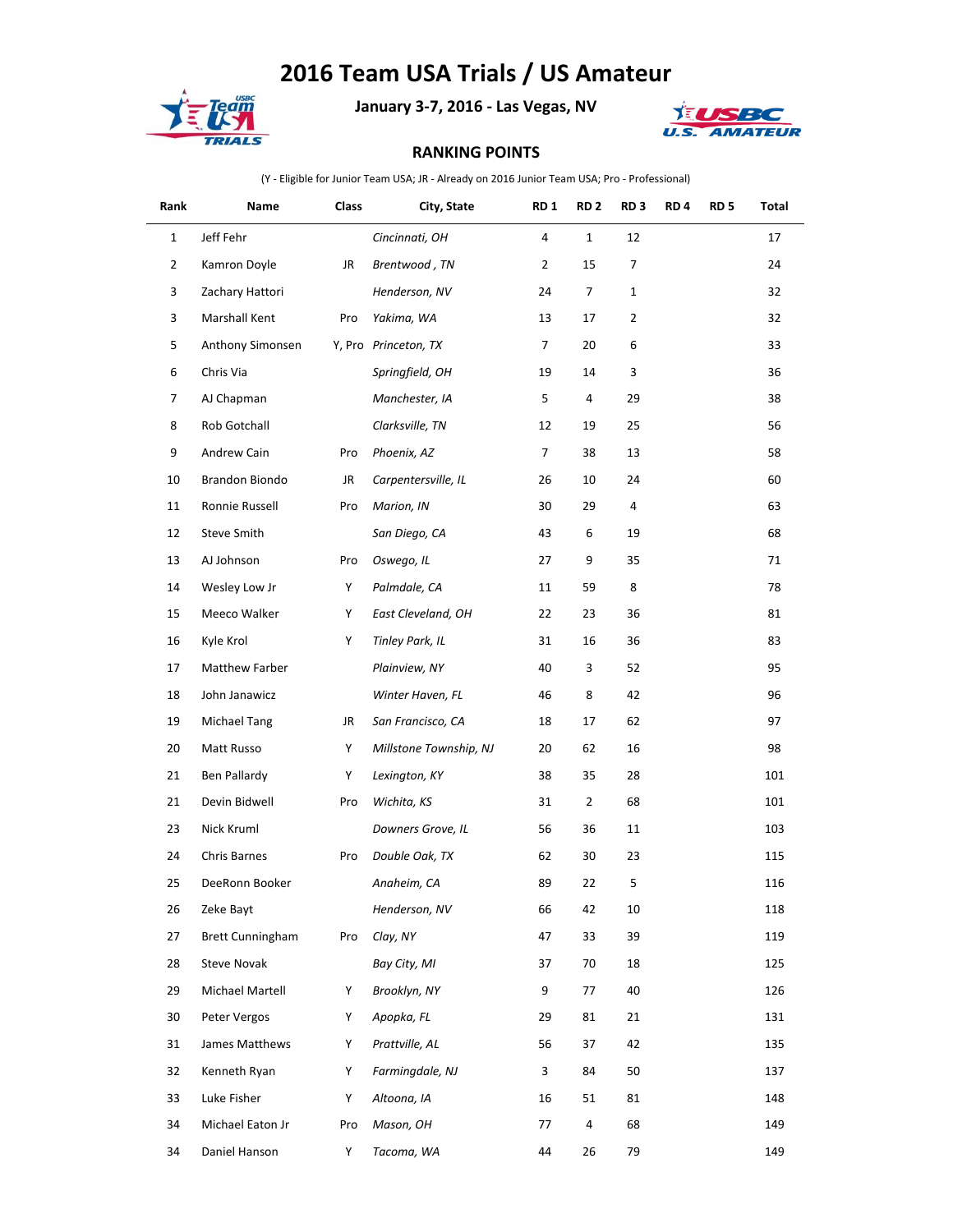# 2016 Team USA Trials / US Amateur

**January 3-7, 2016 - Las Vegas, NV**

**RANKING POINTS**

(Y - Eligible for Junior Team USA; JR - Already on 2016 Junior Team USA; Pro - Professional)

| Rank | Name | Class | City, State | RD 1 | RD 2 | RD 3 | RD 4 | RD 5 | Total |
|---|---|---|---|---|---|---|---|---|---|
| 1 | Jeff Fehr | | *Cincinnati, OH* | 4 | 1 | 12 | | | 17 |
| 2 | Kamron Doyle | JR | *Brentwood , TN* | 2 | 15 | 7 | | | 24 |
| 3 | Zachary Hattori | | *Henderson, NV* | 24 | 7 | 1 | | | 32 |
| 3 | Marshall Kent | Pro | *Yakima, WA* | 13 | 17 | 2 | | | 32 |
| 5 | Anthony Simonsen | Y, Pro | *Princeton, TX* | 7 | 20 | 6 | | | 33 |
| 6 | Chris Via | | *Springfield, OH* | 19 | 14 | 3 | | | 36 |
| 7 | AJ Chapman | | *Manchester, IA* | 5 | 4 | 29 | | | 38 |
| 8 | Rob Gotchall | | *Clarksville, TN* | 12 | 19 | 25 | | | 56 |
| 9 | Andrew Cain | Pro | *Phoenix, AZ* | 7 | 38 | 13 | | | 58 |
| 10 | Brandon Biondo | JR | *Carpentersville, IL* | 26 | 10 | 24 | | | 60 |
| 11 | Ronnie Russell | Pro | *Marion, IN* | 30 | 29 | 4 | | | 63 |
| 12 | Steve Smith | | *San Diego, CA* | 43 | 6 | 19 | | | 68 |
| 13 | AJ Johnson | Pro | *Oswego, IL* | 27 | 9 | 35 | | | 71 |
| 14 | Wesley Low Jr | Y | *Palmdale, CA* | 11 | 59 | 8 | | | 78 |
| 15 | Meeco Walker | Y | *East Cleveland, OH* | 22 | 23 | 36 | | | 81 |
| 16 | Kyle Krol | Y | *Tinley Park, IL* | 31 | 16 | 36 | | | 83 |
| 17 | Matthew Farber | | *Plainview, NY* | 40 | 3 | 52 | | | 95 |
| 18 | John Janawicz | | *Winter Haven, FL* | 46 | 8 | 42 | | | 96 |
| 19 | Michael Tang | JR | *San Francisco, CA* | 18 | 17 | 62 | | | 97 |
| 20 | Matt Russo | Y | *Millstone Township, NJ* | 20 | 62 | 16 | | | 98 |
| 21 | Ben Pallardy | Y | *Lexington, KY* | 38 | 35 | 28 | | | 101 |
| 21 | Devin Bidwell | Pro | *Wichita, KS* | 31 | 2 | 68 | | | 101 |
| 23 | Nick Kruml | | *Downers Grove, IL* | 56 | 36 | 11 | | | 103 |
| 24 | Chris Barnes | Pro | *Double Oak, TX* | 62 | 30 | 23 | | | 115 |
| 25 | DeeRonn Booker | | *Anaheim, CA* | 89 | 22 | 5 | | | 116 |
| 26 | Zeke Bayt | | *Henderson, NV* | 66 | 42 | 10 | | | 118 |
| 27 | Brett Cunningham | Pro | *Clay, NY* | 47 | 33 | 39 | | | 119 |
| 28 | Steve Novak | | *Bay City, MI* | 37 | 70 | 18 | | | 125 |
| 29 | Michael Martell | Y | *Brooklyn, NY* | 9 | 77 | 40 | | | 126 |
| 30 | Peter Vergos | Y | *Apopka, FL* | 29 | 81 | 21 | | | 131 |
| 31 | James Matthews | Y | *Prattville, AL* | 56 | 37 | 42 | | | 135 |
| 32 | Kenneth Ryan | Y | *Farmingdale, NJ* | 3 | 84 | 50 | | | 137 |
| 33 | Luke Fisher | Y | *Altoona, IA* | 16 | 51 | 81 | | | 148 |
| 34 | Michael Eaton Jr | Pro | *Mason, OH* | 77 | 4 | 68 | | | 149 |
| 34 | Daniel Hanson | Y | *Tacoma, WA* | 44 | 26 | 79 | | | 149 |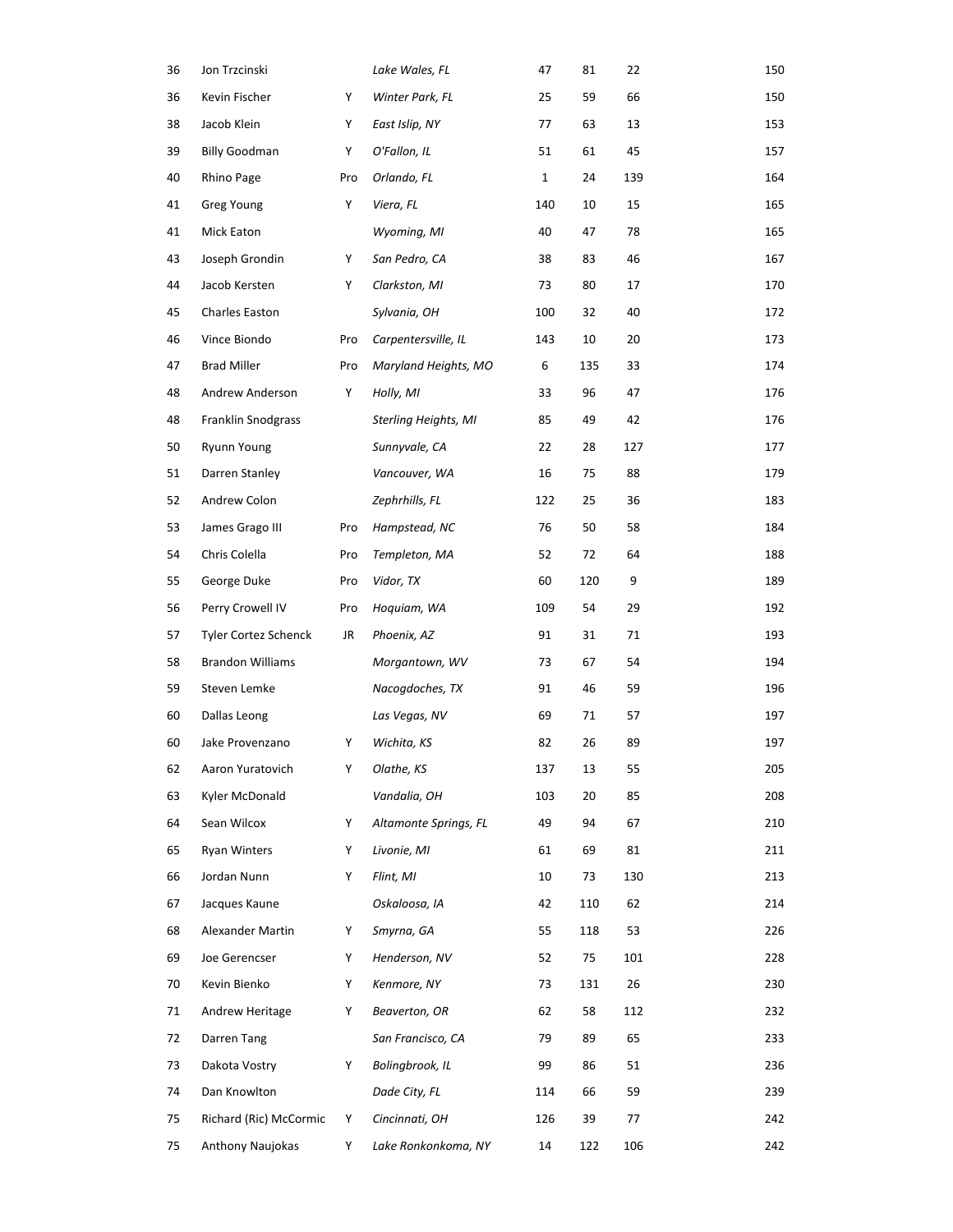| | | | | | | | |
|---|---|---|---|---|---|---|---|
| 36 | Jon Trzcinski | | *Lake Wales, FL* | 47 | 81 | 22 | 150 |
| 36 | Kevin Fischer | Y | *Winter Park, FL* | 25 | 59 | 66 | 150 |
| 38 | Jacob Klein | Y | *East Islip, NY* | 77 | 63 | 13 | 153 |
| 39 | Billy Goodman | Y | *O'Fallon, IL* | 51 | 61 | 45 | 157 |
| 40 | Rhino Page | Pro | *Orlando, FL* | 1 | 24 | 139 | 164 |
| 41 | Greg Young | Y | *Viera, FL* | 140 | 10 | 15 | 165 |
| 41 | Mick Eaton | | *Wyoming, MI* | 40 | 47 | 78 | 165 |
| 43 | Joseph Grondin | Y | *San Pedro, CA* | 38 | 83 | 46 | 167 |
| 44 | Jacob Kersten | Y | *Clarkston, MI* | 73 | 80 | 17 | 170 |
| 45 | Charles Easton | | *Sylvania, OH* | 100 | 32 | 40 | 172 |
| 46 | Vince Biondo | Pro | *Carpentersville, IL* | 143 | 10 | 20 | 173 |
| 47 | Brad Miller | Pro | *Maryland Heights, MO* | 6 | 135 | 33 | 174 |
| 48 | Andrew Anderson | Y | *Holly, MI* | 33 | 96 | 47 | 176 |
| 48 | Franklin Snodgrass | | *Sterling Heights, MI* | 85 | 49 | 42 | 176 |
| 50 | Ryunn Young | | *Sunnyvale, CA* | 22 | 28 | 127 | 177 |
| 51 | Darren Stanley | | *Vancouver, WA* | 16 | 75 | 88 | 179 |
| 52 | Andrew Colon | | *Zephrhills, FL* | 122 | 25 | 36 | 183 |
| 53 | James Grago III | Pro | *Hampstead, NC* | 76 | 50 | 58 | 184 |
| 54 | Chris Colella | Pro | *Templeton, MA* | 52 | 72 | 64 | 188 |
| 55 | George Duke | Pro | *Vidor, TX* | 60 | 120 | 9 | 189 |
| 56 | Perry Crowell IV | Pro | *Hoquiam, WA* | 109 | 54 | 29 | 192 |
| 57 | Tyler Cortez Schenck | JR | *Phoenix, AZ* | 91 | 31 | 71 | 193 |
| 58 | Brandon Williams | | *Morgantown, WV* | 73 | 67 | 54 | 194 |
| 59 | Steven Lemke | | *Nacogdoches, TX* | 91 | 46 | 59 | 196 |
| 60 | Dallas Leong | | *Las Vegas, NV* | 69 | 71 | 57 | 197 |
| 60 | Jake Provenzano | Y | *Wichita, KS* | 82 | 26 | 89 | 197 |
| 62 | Aaron Yuratovich | Y | *Olathe, KS* | 137 | 13 | 55 | 205 |
| 63 | Kyler McDonald | | *Vandalia, OH* | 103 | 20 | 85 | 208 |
| 64 | Sean Wilcox | Y | *Altamonte Springs, FL* | 49 | 94 | 67 | 210 |
| 65 | Ryan Winters | Y | *Livonie, MI* | 61 | 69 | 81 | 211 |
| 66 | Jordan Nunn | Y | *Flint, MI* | 10 | 73 | 130 | 213 |
| 67 | Jacques Kaune | | *Oskaloosa, IA* | 42 | 110 | 62 | 214 |
| 68 | Alexander Martin | Y | *Smyrna, GA* | 55 | 118 | 53 | 226 |
| 69 | Joe Gerencser | Y | *Henderson, NV* | 52 | 75 | 101 | 228 |
| 70 | Kevin Bienko | Y | *Kenmore, NY* | 73 | 131 | 26 | 230 |
| 71 | Andrew Heritage | Y | *Beaverton, OR* | 62 | 58 | 112 | 232 |
| 72 | Darren Tang | | *San Francisco, CA* | 79 | 89 | 65 | 233 |
| 73 | Dakota Vostry | Y | *Bolingbrook, IL* | 99 | 86 | 51 | 236 |
| 74 | Dan Knowlton | | *Dade City, FL* | 114 | 66 | 59 | 239 |
| 75 | Richard (Ric) McCormic | Y | *Cincinnati, OH* | 126 | 39 | 77 | 242 |
| 75 | Anthony Naujokas | Y | *Lake Ronkonkoma, NY* | 14 | 122 | 106 | 242 |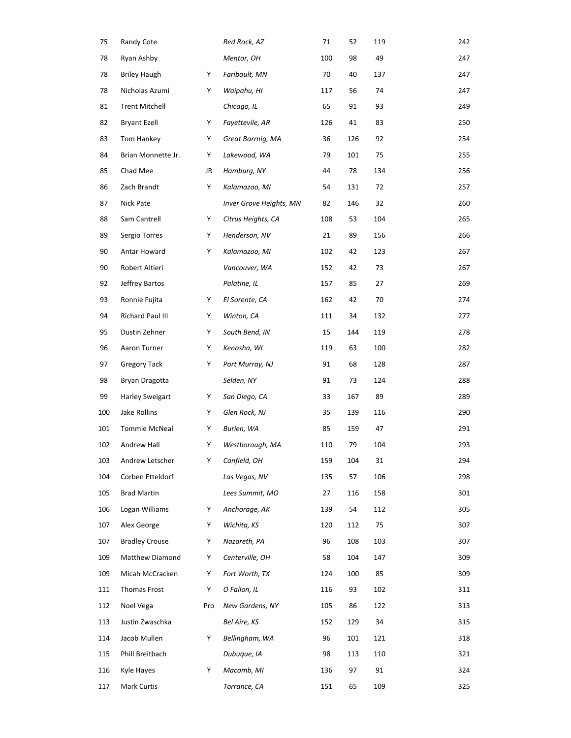| | | | | | | | |
|---|---|---|---|---|---|---|---|
| 75 | Randy Cote | | *Red Rock, AZ* | 71 | 52 | 119 | 242 |
| 78 | Ryan Ashby | | *Mentor, OH* | 100 | 98 | 49 | 247 |
| 78 | Briley Haugh | Y | *Faribault, MN* | 70 | 40 | 137 | 247 |
| 78 | Nicholas Azumi | Y | *Waipahu, HI* | 117 | 56 | 74 | 247 |
| 81 | Trent Mitchell | | *Chicago, IL* | 65 | 91 | 93 | 249 |
| 82 | Bryant Ezell | Y | *Fayettevile, AR* | 126 | 41 | 83 | 250 |
| 83 | Tom Hankey | Y | *Great Barrnig, MA* | 36 | 126 | 92 | 254 |
| 84 | Brian Monnette Jr. | Y | *Lakewood, WA* | 79 | 101 | 75 | 255 |
| 85 | Chad Mee | JR | *Hamburg, NY* | 44 | 78 | 134 | 256 |
| 86 | Zach Brandt | Y | *Kalamazoo, MI* | 54 | 131 | 72 | 257 |
| 87 | Nick Pate | | *Inver Grove Heights, MN* | 82 | 146 | 32 | 260 |
| 88 | Sam Cantrell | Y | *Citrus Heights, CA* | 108 | 53 | 104 | 265 |
| 89 | Sergio Torres | Y | *Henderson, NV* | 21 | 89 | 156 | 266 |
| 90 | Antar Howard | Y | *Kalamazoo, MI* | 102 | 42 | 123 | 267 |
| 90 | Robert Altieri | | *Vancouver, WA* | 152 | 42 | 73 | 267 |
| 92 | Jeffrey Bartos | | *Palatine, IL* | 157 | 85 | 27 | 269 |
| 93 | Ronnie Fujita | Y | *El Sorente, CA* | 162 | 42 | 70 | 274 |
| 94 | Richard Paul III | Y | *Winton, CA* | 111 | 34 | 132 | 277 |
| 95 | Dustin Zehner | Y | *South Bend, IN* | 15 | 144 | 119 | 278 |
| 96 | Aaron Turner | Y | *Kenosha, WI* | 119 | 63 | 100 | 282 |
| 97 | Gregory Tack | Y | *Port Murray, NJ* | 91 | 68 | 128 | 287 |
| 98 | Bryan Dragotta | | *Selden, NY* | 91 | 73 | 124 | 288 |
| 99 | Harley Sweigart | Y | *San Diego, CA* | 33 | 167 | 89 | 289 |
| 100 | Jake Rollins | Y | *Glen Rock, NJ* | 35 | 139 | 116 | 290 |
| 101 | Tommie McNeal | Y | *Burien, WA* | 85 | 159 | 47 | 291 |
| 102 | Andrew Hall | Y | *Westborough, MA* | 110 | 79 | 104 | 293 |
| 103 | Andrew Letscher | Y | *Canfield, OH* | 159 | 104 | 31 | 294 |
| 104 | Corben Etteldorf | | *Las Vegas, NV* | 135 | 57 | 106 | 298 |
| 105 | Brad Martin | | *Lees Summit, MO* | 27 | 116 | 158 | 301 |
| 106 | Logan Williams | Y | *Anchorage, AK* | 139 | 54 | 112 | 305 |
| 107 | Alex George | Y | *Wichita, KS* | 120 | 112 | 75 | 307 |
| 107 | Bradley Crouse | Y | *Nazareth, PA* | 96 | 108 | 103 | 307 |
| 109 | Matthew Diamond | Y | *Centerville, OH* | 58 | 104 | 147 | 309 |
| 109 | Micah McCracken | Y | *Fort Worth, TX* | 124 | 100 | 85 | 309 |
| 111 | Thomas Frost | Y | *O Fallon, IL* | 116 | 93 | 102 | 311 |
| 112 | Noel Vega | Pro | *New Gardens, NY* | 105 | 86 | 122 | 313 |
| 113 | Justin Zwaschka | | *Bel Aire, KS* | 152 | 129 | 34 | 315 |
| 114 | Jacob Mullen | Y | *Bellingham, WA* | 96 | 101 | 121 | 318 |
| 115 | Phill Breitbach | | *Dubuque, IA* | 98 | 113 | 110 | 321 |
| 116 | Kyle Hayes | Y | *Macomb, MI* | 136 | 97 | 91 | 324 |
| 117 | Mark Curtis | | *Torrance, CA* | 151 | 65 | 109 | 325 |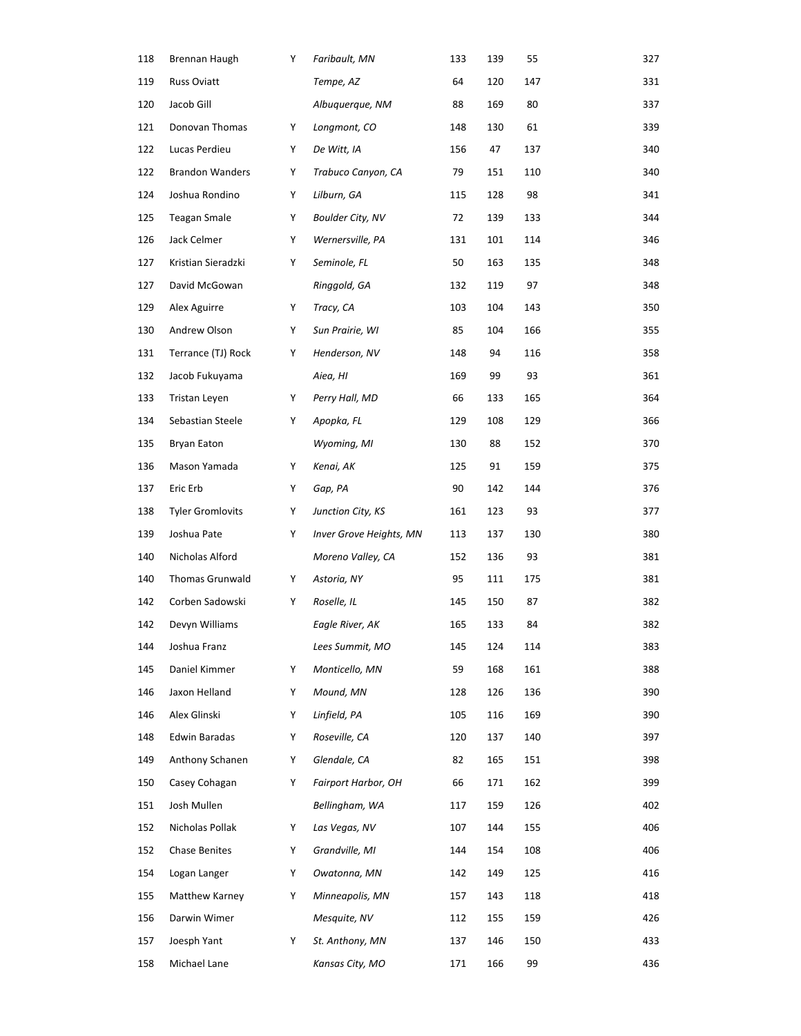| | | | | | | | |
|---|---|---|---|---|---|---|---|
| 118 | Brennan Haugh | Y | *Faribault, MN* | 133 | 139 | 55 | 327 |
| 119 | Russ Oviatt | | *Tempe, AZ* | 64 | 120 | 147 | 331 |
| 120 | Jacob Gill | | *Albuquerque, NM* | 88 | 169 | 80 | 337 |
| 121 | Donovan Thomas | Y | *Longmont, CO* | 148 | 130 | 61 | 339 |
| 122 | Lucas Perdieu | Y | *De Witt, IA* | 156 | 47 | 137 | 340 |
| 122 | Brandon Wanders | Y | *Trabuco Canyon, CA* | 79 | 151 | 110 | 340 |
| 124 | Joshua Rondino | Y | *Lilburn, GA* | 115 | 128 | 98 | 341 |
| 125 | Teagan Smale | Y | *Boulder City, NV* | 72 | 139 | 133 | 344 |
| 126 | Jack Celmer | Y | *Wernersville, PA* | 131 | 101 | 114 | 346 |
| 127 | Kristian Sieradzki | Y | *Seminole, FL* | 50 | 163 | 135 | 348 |
| 127 | David McGowan | | *Ringgold, GA* | 132 | 119 | 97 | 348 |
| 129 | Alex Aguirre | Y | *Tracy, CA* | 103 | 104 | 143 | 350 |
| 130 | Andrew Olson | Y | *Sun Prairie, WI* | 85 | 104 | 166 | 355 |
| 131 | Terrance (TJ) Rock | Y | *Henderson, NV* | 148 | 94 | 116 | 358 |
| 132 | Jacob Fukuyama | | *Aiea, HI* | 169 | 99 | 93 | 361 |
| 133 | Tristan Leyen | Y | *Perry Hall, MD* | 66 | 133 | 165 | 364 |
| 134 | Sebastian Steele | Y | *Apopka, FL* | 129 | 108 | 129 | 366 |
| 135 | Bryan Eaton | | *Wyoming, MI* | 130 | 88 | 152 | 370 |
| 136 | Mason Yamada | Y | *Kenai, AK* | 125 | 91 | 159 | 375 |
| 137 | Eric Erb | Y | *Gap, PA* | 90 | 142 | 144 | 376 |
| 138 | Tyler Gromlovits | Y | *Junction City, KS* | 161 | 123 | 93 | 377 |
| 139 | Joshua Pate | Y | *Inver Grove Heights, MN* | 113 | 137 | 130 | 380 |
| 140 | Nicholas Alford | | *Moreno Valley, CA* | 152 | 136 | 93 | 381 |
| 140 | Thomas Grunwald | Y | *Astoria, NY* | 95 | 111 | 175 | 381 |
| 142 | Corben Sadowski | Y | *Roselle, IL* | 145 | 150 | 87 | 382 |
| 142 | Devyn Williams | | *Eagle River, AK* | 165 | 133 | 84 | 382 |
| 144 | Joshua Franz | | *Lees Summit, MO* | 145 | 124 | 114 | 383 |
| 145 | Daniel Kimmer | Y | *Monticello, MN* | 59 | 168 | 161 | 388 |
| 146 | Jaxon Helland | Y | *Mound, MN* | 128 | 126 | 136 | 390 |
| 146 | Alex Glinski | Y | *Linfield, PA* | 105 | 116 | 169 | 390 |
| 148 | Edwin Baradas | Y | *Roseville, CA* | 120 | 137 | 140 | 397 |
| 149 | Anthony Schanen | Y | *Glendale, CA* | 82 | 165 | 151 | 398 |
| 150 | Casey Cohagan | Y | *Fairport Harbor, OH* | 66 | 171 | 162 | 399 |
| 151 | Josh Mullen | | *Bellingham, WA* | 117 | 159 | 126 | 402 |
| 152 | Nicholas Pollak | Y | *Las Vegas, NV* | 107 | 144 | 155 | 406 |
| 152 | Chase Benites | Y | *Grandville, MI* | 144 | 154 | 108 | 406 |
| 154 | Logan Langer | Y | *Owatonna, MN* | 142 | 149 | 125 | 416 |
| 155 | Matthew Karney | Y | *Minneapolis, MN* | 157 | 143 | 118 | 418 |
| 156 | Darwin Wimer | | *Mesquite, NV* | 112 | 155 | 159 | 426 |
| 157 | Joesph Yant | Y | *St. Anthony, MN* | 137 | 146 | 150 | 433 |
| 158 | Michael Lane | | *Kansas City, MO* | 171 | 166 | 99 | 436 |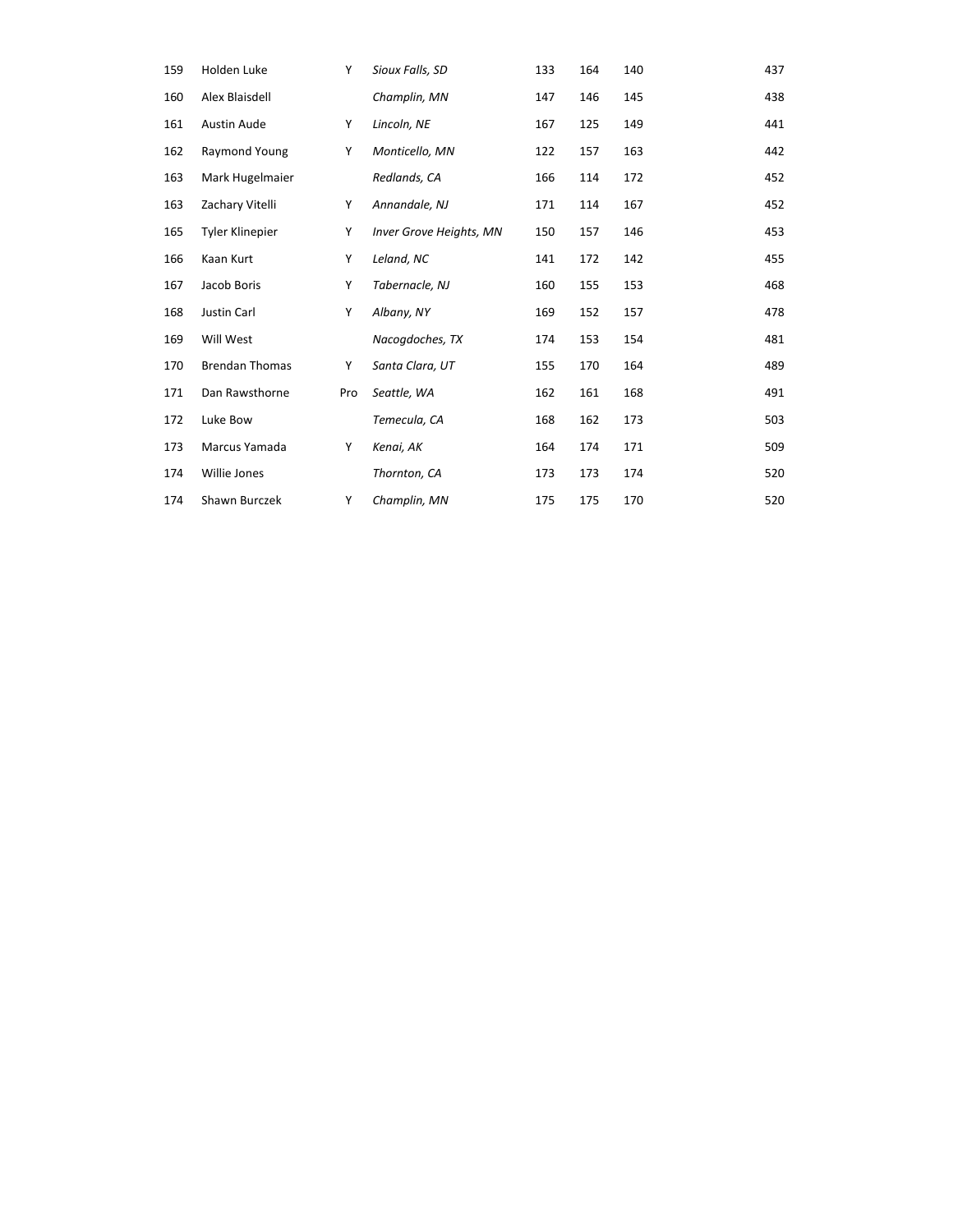| | | | | | | | | |
|---|---|---|---|---|---|---|---|---|
| 159 | Holden Luke | Y | *Sioux Falls, SD* | 133 | 164 | 140 | | 437 |
| 160 | Alex Blaisdell | | *Champlin, MN* | 147 | 146 | 145 | | 438 |
| 161 | Austin Aude | Y | *Lincoln, NE* | 167 | 125 | 149 | | 441 |
| 162 | Raymond Young | Y | *Monticello, MN* | 122 | 157 | 163 | | 442 |
| 163 | Mark Hugelmaier | | *Redlands, CA* | 166 | 114 | 172 | | 452 |
| 163 | Zachary Vitelli | Y | *Annandale, NJ* | 171 | 114 | 167 | | 452 |
| 165 | Tyler Klinepier | Y | *Inver Grove Heights, MN* | 150 | 157 | 146 | | 453 |
| 166 | Kaan Kurt | Y | *Leland, NC* | 141 | 172 | 142 | | 455 |
| 167 | Jacob Boris | Y | *Tabernacle, NJ* | 160 | 155 | 153 | | 468 |
| 168 | Justin Carl | Y | *Albany, NY* | 169 | 152 | 157 | | 478 |
| 169 | Will West | | *Nacogdoches, TX* | 174 | 153 | 154 | | 481 |
| 170 | Brendan Thomas | Y | *Santa Clara, UT* | 155 | 170 | 164 | | 489 |
| 171 | Dan Rawsthorne | Pro | *Seattle, WA* | 162 | 161 | 168 | | 491 |
| 172 | Luke Bow | | *Temecula, CA* | 168 | 162 | 173 | | 503 |
| 173 | Marcus Yamada | Y | *Kenai, AK* | 164 | 174 | 171 | | 509 |
| 174 | Willie Jones | | *Thornton, CA* | 173 | 173 | 174 | | 520 |
| 174 | Shawn Burczek | Y | *Champlin, MN* | 175 | 175 | 170 | | 520 |